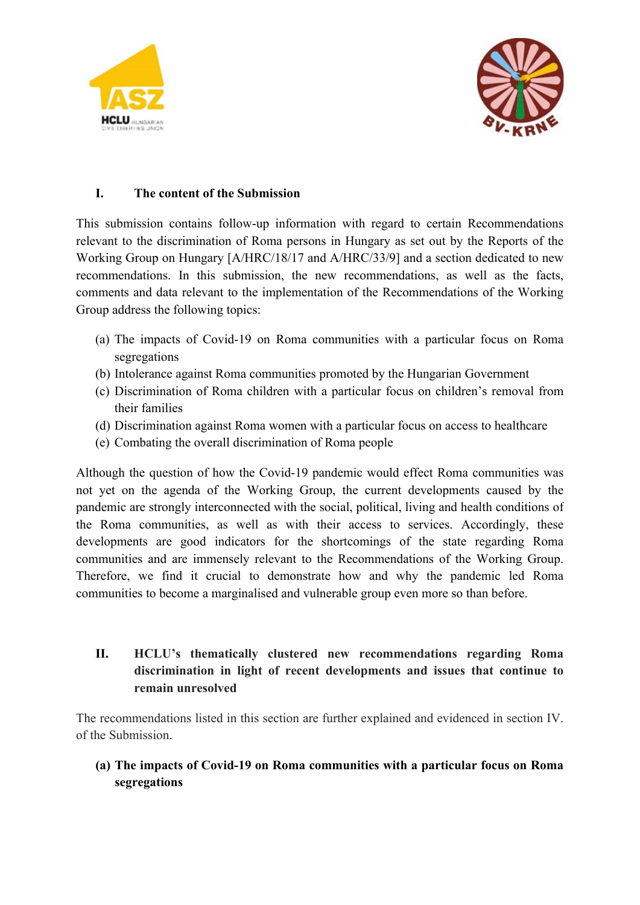## I. The content of the Submission

This submission contains follow-up information with regard to certain Recommendations relevant to the discrimination of Roma persons in Hungary as set out by the Reports of the Working Group on Hungary [A/HRC/18/17 and A/HRC/33/9] and a section dedicated to new recommendations. In this submission, the new recommendations, as well as the facts, comments and data relevant to the implementation of the Recommendations of the Working Group address the following topics:

(a) The impacts of Covid-19 on Roma communities with a particular focus on Roma segregations
(b) Intolerance against Roma communities promoted by the Hungarian Government
(c) Discrimination of Roma children with a particular focus on children's removal from their families
(d) Discrimination against Roma women with a particular focus on access to healthcare
(e) Combating the overall discrimination of Roma people

Although the question of how the Covid-19 pandemic would effect Roma communities was not yet on the agenda of the Working Group, the current developments caused by the pandemic are strongly interconnected with the social, political, living and health conditions of the Roma communities, as well as with their access to services. Accordingly, these developments are good indicators for the shortcomings of the state regarding Roma communities and are immensely relevant to the Recommendations of the Working Group. Therefore, we find it crucial to demonstrate how and why the pandemic led Roma communities to become a marginalised and vulnerable group even more so than before.

## II. HCLU's thematically clustered new recommendations regarding Roma discrimination in light of recent developments and issues that continue to remain unresolved

The recommendations listed in this section are further explained and evidenced in section IV. of the Submission.

### (a) The impacts of Covid-19 on Roma communities with a particular focus on Roma segregations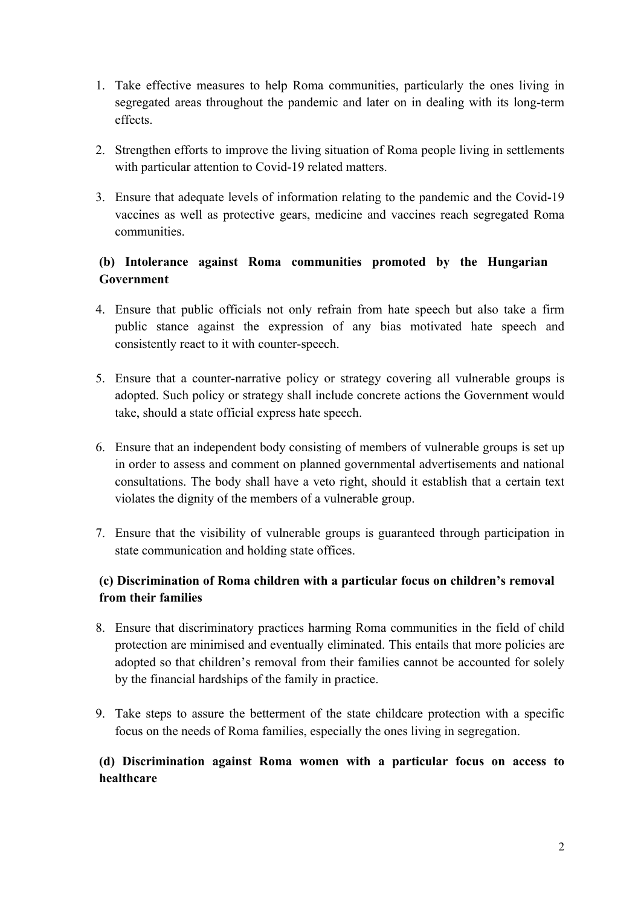1. Take effective measures to help Roma communities, particularly the ones living in segregated areas throughout the pandemic and later on in dealing with its long-term effects.

2. Strengthen efforts to improve the living situation of Roma people living in settlements with particular attention to Covid-19 related matters.

3. Ensure that adequate levels of information relating to the pandemic and the Covid-19 vaccines as well as protective gears, medicine and vaccines reach segregated Roma communities.

**(b) Intolerance against Roma communities promoted by the Hungarian Government**

4. Ensure that public officials not only refrain from hate speech but also take a firm public stance against the expression of any bias motivated hate speech and consistently react to it with counter-speech.

5. Ensure that a counter-narrative policy or strategy covering all vulnerable groups is adopted. Such policy or strategy shall include concrete actions the Government would take, should a state official express hate speech.

6. Ensure that an independent body consisting of members of vulnerable groups is set up in order to assess and comment on planned governmental advertisements and national consultations. The body shall have a veto right, should it establish that a certain text violates the dignity of the members of a vulnerable group.

7. Ensure that the visibility of vulnerable groups is guaranteed through participation in state communication and holding state offices.

**(c) Discrimination of Roma children with a particular focus on children's removal from their families**

8. Ensure that discriminatory practices harming Roma communities in the field of child protection are minimised and eventually eliminated. This entails that more policies are adopted so that children's removal from their families cannot be accounted for solely by the financial hardships of the family in practice.

9. Take steps to assure the betterment of the state childcare protection with a specific focus on the needs of Roma families, especially the ones living in segregation.

**(d) Discrimination against Roma women with a particular focus on access to healthcare**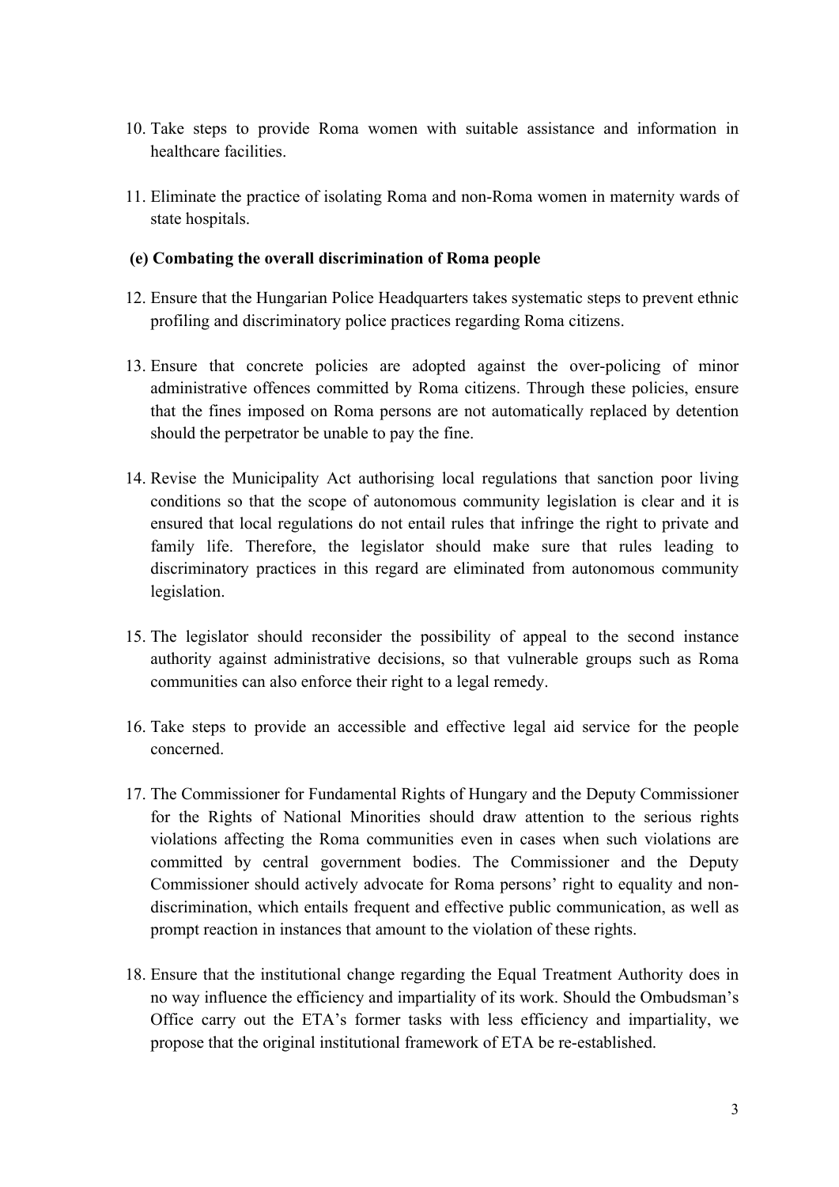10. Take steps to provide Roma women with suitable assistance and information in healthcare facilities.

11. Eliminate the practice of isolating Roma and non-Roma women in maternity wards of state hospitals.

**(e) Combating the overall discrimination of Roma people**

12. Ensure that the Hungarian Police Headquarters takes systematic steps to prevent ethnic profiling and discriminatory police practices regarding Roma citizens.

13. Ensure that concrete policies are adopted against the over-policing of minor administrative offences committed by Roma citizens. Through these policies, ensure that the fines imposed on Roma persons are not automatically replaced by detention should the perpetrator be unable to pay the fine.

14. Revise the Municipality Act authorising local regulations that sanction poor living conditions so that the scope of autonomous community legislation is clear and it is ensured that local regulations do not entail rules that infringe the right to private and family life. Therefore, the legislator should make sure that rules leading to discriminatory practices in this regard are eliminated from autonomous community legislation.

15. The legislator should reconsider the possibility of appeal to the second instance authority against administrative decisions, so that vulnerable groups such as Roma communities can also enforce their right to a legal remedy.

16. Take steps to provide an accessible and effective legal aid service for the people concerned.

17. The Commissioner for Fundamental Rights of Hungary and the Deputy Commissioner for the Rights of National Minorities should draw attention to the serious rights violations affecting the Roma communities even in cases when such violations are committed by central government bodies. The Commissioner and the Deputy Commissioner should actively advocate for Roma persons' right to equality and non-discrimination, which entails frequent and effective public communication, as well as prompt reaction in instances that amount to the violation of these rights.

18. Ensure that the institutional change regarding the Equal Treatment Authority does in no way influence the efficiency and impartiality of its work. Should the Ombudsman's Office carry out the ETA's former tasks with less efficiency and impartiality, we propose that the original institutional framework of ETA be re-established.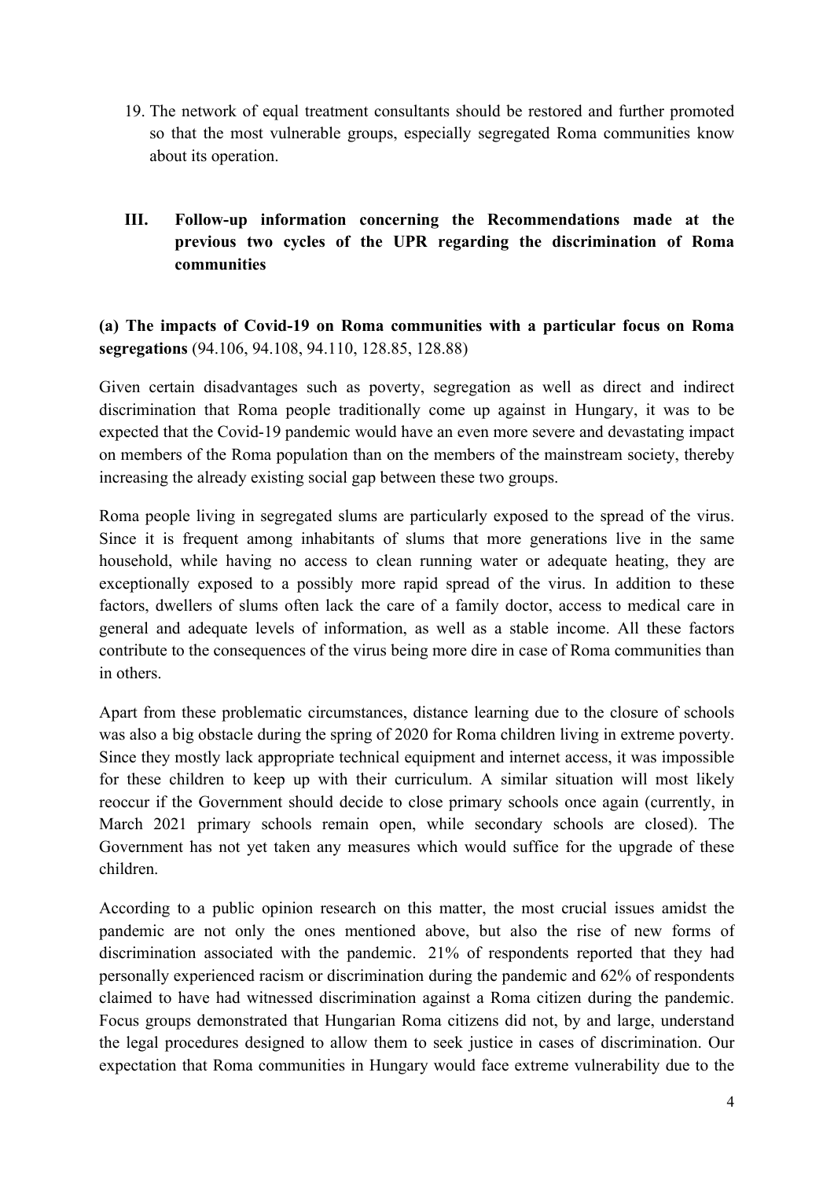19. The network of equal treatment consultants should be restored and further promoted so that the most vulnerable groups, especially segregated Roma communities know about its operation.

## III. Follow-up information concerning the Recommendations made at the previous two cycles of the UPR regarding the discrimination of Roma communities

**(a) The impacts of Covid-19 on Roma communities with a particular focus on Roma segregations** (94.106, 94.108, 94.110, 128.85, 128.88)

Given certain disadvantages such as poverty, segregation as well as direct and indirect discrimination that Roma people traditionally come up against in Hungary, it was to be expected that the Covid-19 pandemic would have an even more severe and devastating impact on members of the Roma population than on the members of the mainstream society, thereby increasing the already existing social gap between these two groups.

Roma people living in segregated slums are particularly exposed to the spread of the virus. Since it is frequent among inhabitants of slums that more generations live in the same household, while having no access to clean running water or adequate heating, they are exceptionally exposed to a possibly more rapid spread of the virus. In addition to these factors, dwellers of slums often lack the care of a family doctor, access to medical care in general and adequate levels of information, as well as a stable income. All these factors contribute to the consequences of the virus being more dire in case of Roma communities than in others.

Apart from these problematic circumstances, distance learning due to the closure of schools was also a big obstacle during the spring of 2020 for Roma children living in extreme poverty. Since they mostly lack appropriate technical equipment and internet access, it was impossible for these children to keep up with their curriculum. A similar situation will most likely reoccur if the Government should decide to close primary schools once again (currently, in March 2021 primary schools remain open, while secondary schools are closed). The Government has not yet taken any measures which would suffice for the upgrade of these children.

According to a public opinion research on this matter, the most crucial issues amidst the pandemic are not only the ones mentioned above, but also the rise of new forms of discrimination associated with the pandemic. 21% of respondents reported that they had personally experienced racism or discrimination during the pandemic and 62% of respondents claimed to have had witnessed discrimination against a Roma citizen during the pandemic. Focus groups demonstrated that Hungarian Roma citizens did not, by and large, understand the legal procedures designed to allow them to seek justice in cases of discrimination. Our expectation that Roma communities in Hungary would face extreme vulnerability due to the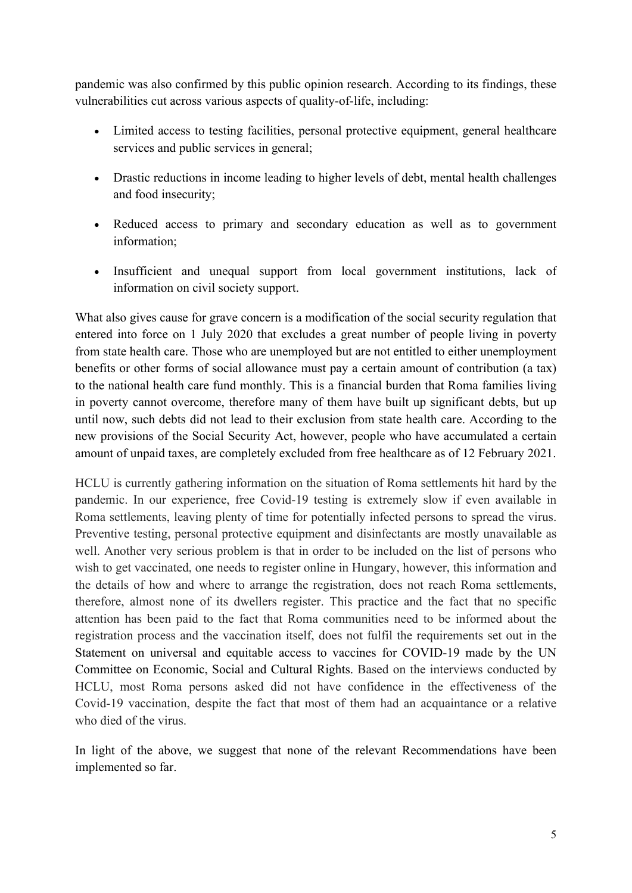pandemic was also confirmed by this public opinion research. According to its findings, these vulnerabilities cut across various aspects of quality-of-life, including:

- Limited access to testing facilities, personal protective equipment, general healthcare services and public services in general;
- Drastic reductions in income leading to higher levels of debt, mental health challenges and food insecurity;
- Reduced access to primary and secondary education as well as to government information;
- Insufficient and unequal support from local government institutions, lack of information on civil society support.

What also gives cause for grave concern is a modification of the social security regulation that entered into force on 1 July 2020 that excludes a great number of people living in poverty from state health care. Those who are unemployed but are not entitled to either unemployment benefits or other forms of social allowance must pay a certain amount of contribution (a tax) to the national health care fund monthly. This is a financial burden that Roma families living in poverty cannot overcome, therefore many of them have built up significant debts, but up until now, such debts did not lead to their exclusion from state health care. According to the new provisions of the Social Security Act, however, people who have accumulated a certain amount of unpaid taxes, are completely excluded from free healthcare as of 12 February 2021.

HCLU is currently gathering information on the situation of Roma settlements hit hard by the pandemic. In our experience, free Covid-19 testing is extremely slow if even available in Roma settlements, leaving plenty of time for potentially infected persons to spread the virus. Preventive testing, personal protective equipment and disinfectants are mostly unavailable as well. Another very serious problem is that in order to be included on the list of persons who wish to get vaccinated, one needs to register online in Hungary, however, this information and the details of how and where to arrange the registration, does not reach Roma settlements, therefore, almost none of its dwellers register. This practice and the fact that no specific attention has been paid to the fact that Roma communities need to be informed about the registration process and the vaccination itself, does not fulfil the requirements set out in the Statement on universal and equitable access to vaccines for COVID-19 made by the UN Committee on Economic, Social and Cultural Rights. Based on the interviews conducted by HCLU, most Roma persons asked did not have confidence in the effectiveness of the Covid-19 vaccination, despite the fact that most of them had an acquaintance or a relative who died of the virus.

In light of the above, we suggest that none of the relevant Recommendations have been implemented so far.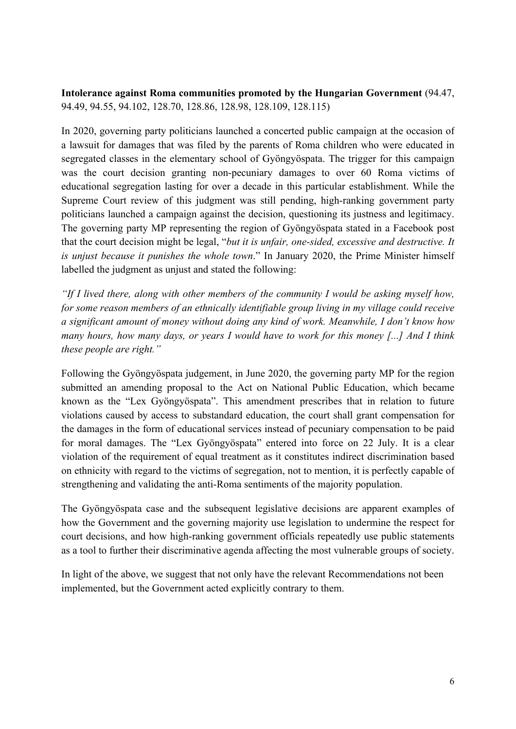**Intolerance against Roma communities promoted by the Hungarian Government** (94.47, 94.49, 94.55, 94.102, 128.70, 128.86, 128.98, 128.109, 128.115)

In 2020, governing party politicians launched a concerted public campaign at the occasion of a lawsuit for damages that was filed by the parents of Roma children who were educated in segregated classes in the elementary school of Gyöngyöspata. The trigger for this campaign was the court decision granting non-pecuniary damages to over 60 Roma victims of educational segregation lasting for over a decade in this particular establishment. While the Supreme Court review of this judgment was still pending, high-ranking government party politicians launched a campaign against the decision, questioning its justness and legitimacy. The governing party MP representing the region of Gyöngyöspata stated in a Facebook post that the court decision might be legal, "*but it is unfair, one-sided, excessive and destructive. It is unjust because it punishes the whole town*." In January 2020, the Prime Minister himself labelled the judgment as unjust and stated the following:

*"If I lived there, along with other members of the community I would be asking myself how, for some reason members of an ethnically identifiable group living in my village could receive a significant amount of money without doing any kind of work. Meanwhile, I don't know how many hours, how many days, or years I would have to work for this money [...] And I think these people are right."*

Following the Gyöngyöspata judgement, in June 2020, the governing party MP for the region submitted an amending proposal to the Act on National Public Education, which became known as the "Lex Gyöngyöspata". This amendment prescribes that in relation to future violations caused by access to substandard education, the court shall grant compensation for the damages in the form of educational services instead of pecuniary compensation to be paid for moral damages. The "Lex Gyöngyöspata" entered into force on 22 July. It is a clear violation of the requirement of equal treatment as it constitutes indirect discrimination based on ethnicity with regard to the victims of segregation, not to mention, it is perfectly capable of strengthening and validating the anti-Roma sentiments of the majority population.

The Gyöngyöspata case and the subsequent legislative decisions are apparent examples of how the Government and the governing majority use legislation to undermine the respect for court decisions, and how high-ranking government officials repeatedly use public statements as a tool to further their discriminative agenda affecting the most vulnerable groups of society.

In light of the above, we suggest that not only have the relevant Recommendations not been implemented, but the Government acted explicitly contrary to them.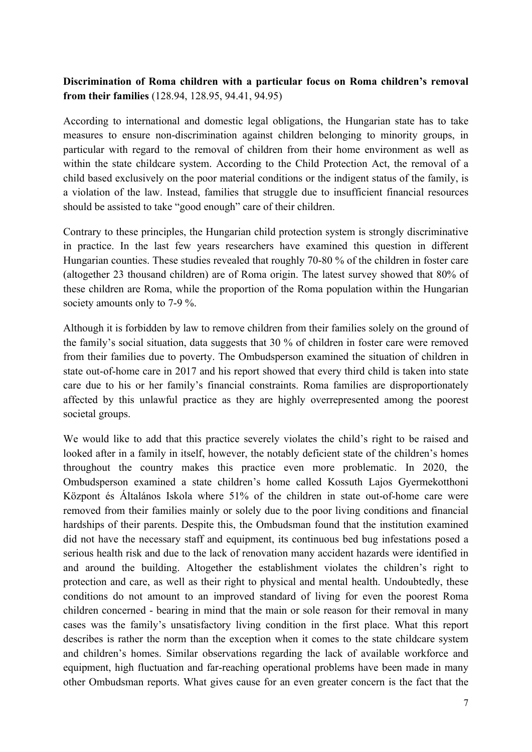**Discrimination of Roma children with a particular focus on Roma children's removal from their families** (128.94, 128.95, 94.41, 94.95)

According to international and domestic legal obligations, the Hungarian state has to take measures to ensure non-discrimination against children belonging to minority groups, in particular with regard to the removal of children from their home environment as well as within the state childcare system. According to the Child Protection Act, the removal of a child based exclusively on the poor material conditions or the indigent status of the family, is a violation of the law. Instead, families that struggle due to insufficient financial resources should be assisted to take "good enough" care of their children.

Contrary to these principles, the Hungarian child protection system is strongly discriminative in practice. In the last few years researchers have examined this question in different Hungarian counties. These studies revealed that roughly 70-80 % of the children in foster care (altogether 23 thousand children) are of Roma origin. The latest survey showed that 80% of these children are Roma, while the proportion of the Roma population within the Hungarian society amounts only to 7-9 %.

Although it is forbidden by law to remove children from their families solely on the ground of the family's social situation, data suggests that 30 % of children in foster care were removed from their families due to poverty. The Ombudsperson examined the situation of children in state out-of-home care in 2017 and his report showed that every third child is taken into state care due to his or her family's financial constraints. Roma families are disproportionately affected by this unlawful practice as they are highly overrepresented among the poorest societal groups.

We would like to add that this practice severely violates the child's right to be raised and looked after in a family in itself, however, the notably deficient state of the children's homes throughout the country makes this practice even more problematic. In 2020, the Ombudsperson examined a state children's home called Kossuth Lajos Gyermekotthoni Központ és Általános Iskola where 51% of the children in state out-of-home care were removed from their families mainly or solely due to the poor living conditions and financial hardships of their parents. Despite this, the Ombudsman found that the institution examined did not have the necessary staff and equipment, its continuous bed bug infestations posed a serious health risk and due to the lack of renovation many accident hazards were identified in and around the building. Altogether the establishment violates the children's right to protection and care, as well as their right to physical and mental health. Undoubtedly, these conditions do not amount to an improved standard of living for even the poorest Roma children concerned - bearing in mind that the main or sole reason for their removal in many cases was the family's unsatisfactory living condition in the first place. What this report describes is rather the norm than the exception when it comes to the state childcare system and children's homes. Similar observations regarding the lack of available workforce and equipment, high fluctuation and far-reaching operational problems have been made in many other Ombudsman reports. What gives cause for an even greater concern is the fact that the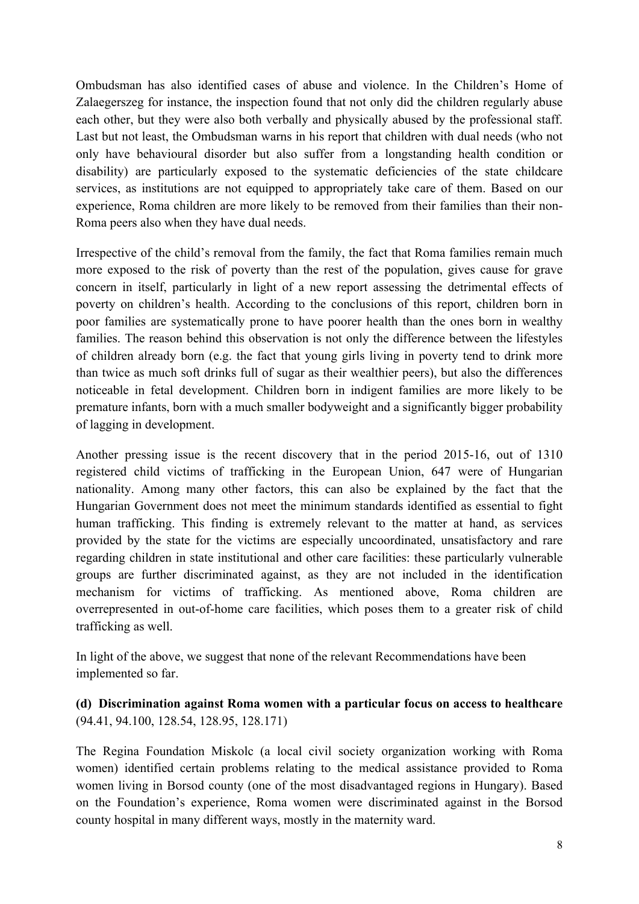Ombudsman has also identified cases of abuse and violence. In the Children's Home of Zalaegerszeg for instance, the inspection found that not only did the children regularly abuse each other, but they were also both verbally and physically abused by the professional staff. Last but not least, the Ombudsman warns in his report that children with dual needs (who not only have behavioural disorder but also suffer from a longstanding health condition or disability) are particularly exposed to the systematic deficiencies of the state childcare services, as institutions are not equipped to appropriately take care of them. Based on our experience, Roma children are more likely to be removed from their families than their non-Roma peers also when they have dual needs.

Irrespective of the child's removal from the family, the fact that Roma families remain much more exposed to the risk of poverty than the rest of the population, gives cause for grave concern in itself, particularly in light of a new report assessing the detrimental effects of poverty on children's health. According to the conclusions of this report, children born in poor families are systematically prone to have poorer health than the ones born in wealthy families. The reason behind this observation is not only the difference between the lifestyles of children already born (e.g. the fact that young girls living in poverty tend to drink more than twice as much soft drinks full of sugar as their wealthier peers), but also the differences noticeable in fetal development. Children born in indigent families are more likely to be premature infants, born with a much smaller bodyweight and a significantly bigger probability of lagging in development.

Another pressing issue is the recent discovery that in the period 2015-16, out of 1310 registered child victims of trafficking in the European Union, 647 were of Hungarian nationality. Among many other factors, this can also be explained by the fact that the Hungarian Government does not meet the minimum standards identified as essential to fight human trafficking. This finding is extremely relevant to the matter at hand, as services provided by the state for the victims are especially uncoordinated, unsatisfactory and rare regarding children in state institutional and other care facilities: these particularly vulnerable groups are further discriminated against, as they are not included in the identification mechanism for victims of trafficking. As mentioned above, Roma children are overrepresented in out-of-home care facilities, which poses them to a greater risk of child trafficking as well.

In light of the above, we suggest that none of the relevant Recommendations have been implemented so far.

**(d) Discrimination against Roma women with a particular focus on access to healthcare** (94.41, 94.100, 128.54, 128.95, 128.171)

The Regina Foundation Miskolc (a local civil society organization working with Roma women) identified certain problems relating to the medical assistance provided to Roma women living in Borsod county (one of the most disadvantaged regions in Hungary). Based on the Foundation's experience, Roma women were discriminated against in the Borsod county hospital in many different ways, mostly in the maternity ward.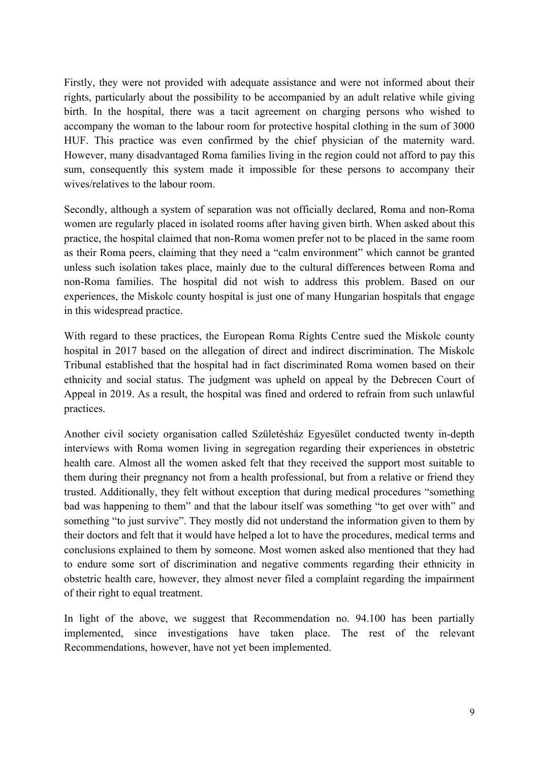Firstly, they were not provided with adequate assistance and were not informed about their rights, particularly about the possibility to be accompanied by an adult relative while giving birth. In the hospital, there was a tacit agreement on charging persons who wished to accompany the woman to the labour room for protective hospital clothing in the sum of 3000 HUF. This practice was even confirmed by the chief physician of the maternity ward. However, many disadvantaged Roma families living in the region could not afford to pay this sum, consequently this system made it impossible for these persons to accompany their wives/relatives to the labour room.

Secondly, although a system of separation was not officially declared, Roma and non-Roma women are regularly placed in isolated rooms after having given birth. When asked about this practice, the hospital claimed that non-Roma women prefer not to be placed in the same room as their Roma peers, claiming that they need a "calm environment" which cannot be granted unless such isolation takes place, mainly due to the cultural differences between Roma and non-Roma families. The hospital did not wish to address this problem. Based on our experiences, the Miskolc county hospital is just one of many Hungarian hospitals that engage in this widespread practice.

With regard to these practices, the European Roma Rights Centre sued the Miskolc county hospital in 2017 based on the allegation of direct and indirect discrimination. The Miskolc Tribunal established that the hospital had in fact discriminated Roma women based on their ethnicity and social status. The judgment was upheld on appeal by the Debrecen Court of Appeal in 2019. As a result, the hospital was fined and ordered to refrain from such unlawful practices.

Another civil society organisation called Születésház Egyesület conducted twenty in-depth interviews with Roma women living in segregation regarding their experiences in obstetric health care. Almost all the women asked felt that they received the support most suitable to them during their pregnancy not from a health professional, but from a relative or friend they trusted. Additionally, they felt without exception that during medical procedures "something bad was happening to them" and that the labour itself was something "to get over with" and something "to just survive". They mostly did not understand the information given to them by their doctors and felt that it would have helped a lot to have the procedures, medical terms and conclusions explained to them by someone. Most women asked also mentioned that they had to endure some sort of discrimination and negative comments regarding their ethnicity in obstetric health care, however, they almost never filed a complaint regarding the impairment of their right to equal treatment.

In light of the above, we suggest that Recommendation no. 94.100 has been partially implemented, since investigations have taken place. The rest of the relevant Recommendations, however, have not yet been implemented.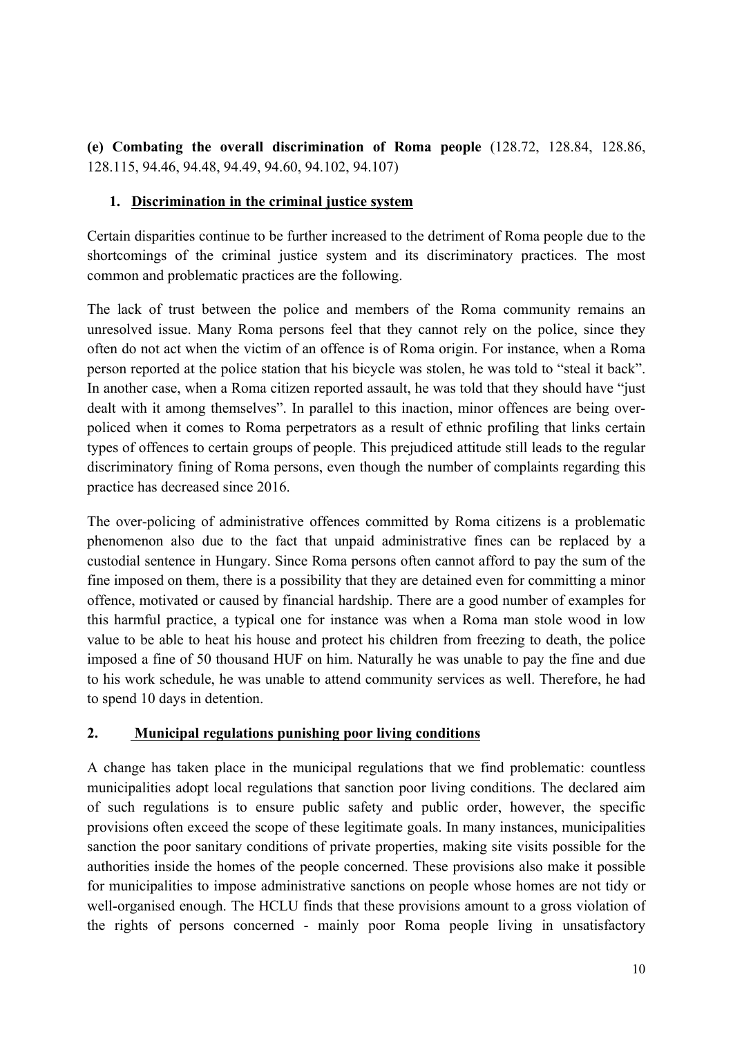**(e) Combating the overall discrimination of Roma people** (128.72, 128.84, 128.86, 128.115, 94.46, 94.48, 94.49, 94.60, 94.102, 94.107)

1. **Discrimination in the criminal justice system**

Certain disparities continue to be further increased to the detriment of Roma people due to the shortcomings of the criminal justice system and its discriminatory practices. The most common and problematic practices are the following.

The lack of trust between the police and members of the Roma community remains an unresolved issue. Many Roma persons feel that they cannot rely on the police, since they often do not act when the victim of an offence is of Roma origin. For instance, when a Roma person reported at the police station that his bicycle was stolen, he was told to "steal it back". In another case, when a Roma citizen reported assault, he was told that they should have "just dealt with it among themselves". In parallel to this inaction, minor offences are being over-policed when it comes to Roma perpetrators as a result of ethnic profiling that links certain types of offences to certain groups of people. This prejudiced attitude still leads to the regular discriminatory fining of Roma persons, even though the number of complaints regarding this practice has decreased since 2016.

The over-policing of administrative offences committed by Roma citizens is a problematic phenomenon also due to the fact that unpaid administrative fines can be replaced by a custodial sentence in Hungary. Since Roma persons often cannot afford to pay the sum of the fine imposed on them, there is a possibility that they are detained even for committing a minor offence, motivated or caused by financial hardship. There are a good number of examples for this harmful practice, a typical one for instance was when a Roma man stole wood in low value to be able to heat his house and protect his children from freezing to death, the police imposed a fine of 50 thousand HUF on him. Naturally he was unable to pay the fine and due to his work schedule, he was unable to attend community services as well. Therefore, he had to spend 10 days in detention.

2. **Municipal regulations punishing poor living conditions**

A change has taken place in the municipal regulations that we find problematic: countless municipalities adopt local regulations that sanction poor living conditions. The declared aim of such regulations is to ensure public safety and public order, however, the specific provisions often exceed the scope of these legitimate goals. In many instances, municipalities sanction the poor sanitary conditions of private properties, making site visits possible for the authorities inside the homes of the people concerned. These provisions also make it possible for municipalities to impose administrative sanctions on people whose homes are not tidy or well-organised enough. The HCLU finds that these provisions amount to a gross violation of the rights of persons concerned - mainly poor Roma people living in unsatisfactory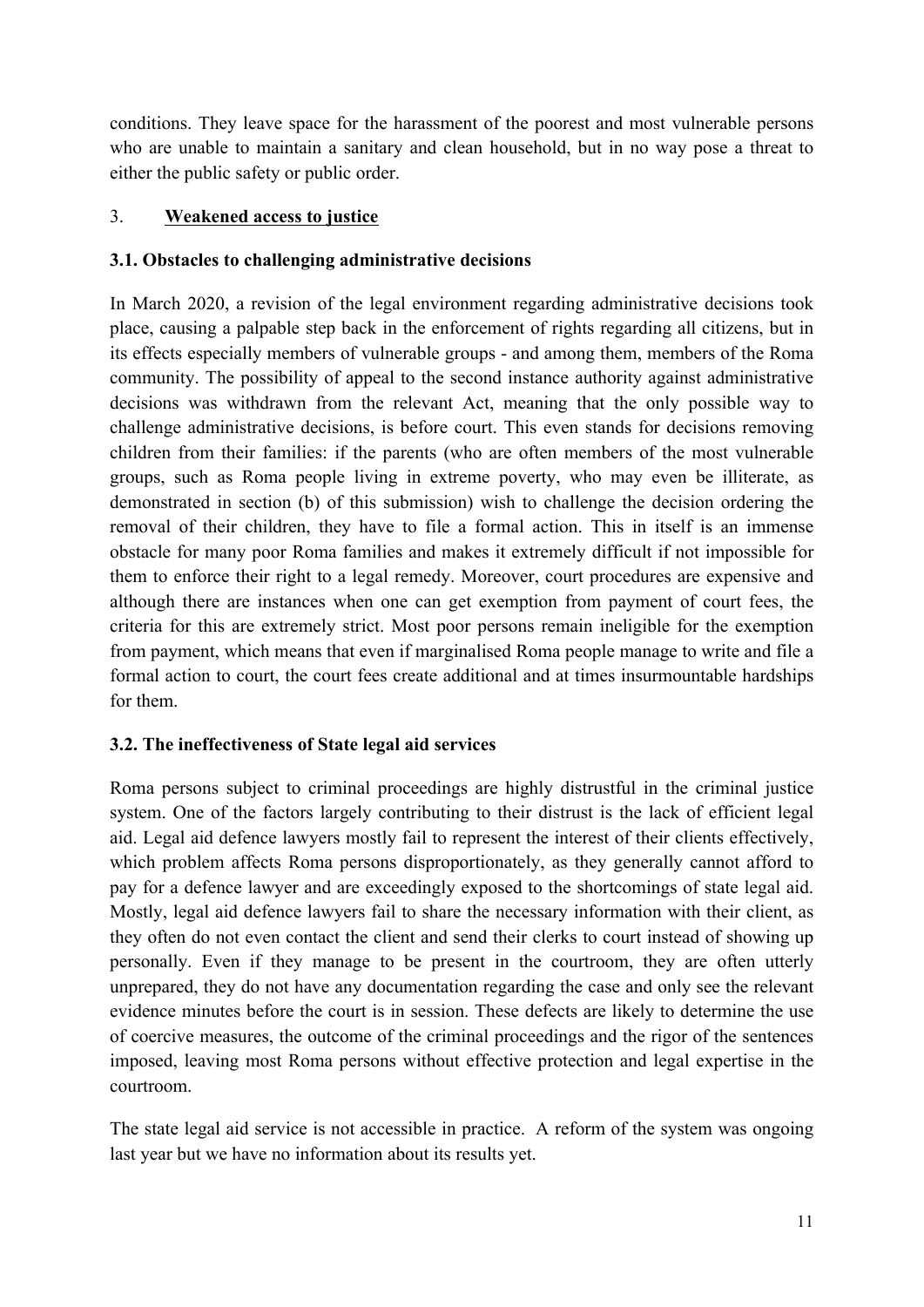conditions. They leave space for the harassment of the poorest and most vulnerable persons who are unable to maintain a sanitary and clean household, but in no way pose a threat to either the public safety or public order.

## 3. Weakened access to justice

### 3.1. Obstacles to challenging administrative decisions

In March 2020, a revision of the legal environment regarding administrative decisions took place, causing a palpable step back in the enforcement of rights regarding all citizens, but in its effects especially members of vulnerable groups - and among them, members of the Roma community. The possibility of appeal to the second instance authority against administrative decisions was withdrawn from the relevant Act, meaning that the only possible way to challenge administrative decisions, is before court. This even stands for decisions removing children from their families: if the parents (who are often members of the most vulnerable groups, such as Roma people living in extreme poverty, who may even be illiterate, as demonstrated in section (b) of this submission) wish to challenge the decision ordering the removal of their children, they have to file a formal action. This in itself is an immense obstacle for many poor Roma families and makes it extremely difficult if not impossible for them to enforce their right to a legal remedy. Moreover, court procedures are expensive and although there are instances when one can get exemption from payment of court fees, the criteria for this are extremely strict. Most poor persons remain ineligible for the exemption from payment, which means that even if marginalised Roma people manage to write and file a formal action to court, the court fees create additional and at times insurmountable hardships for them.

### 3.2. The ineffectiveness of State legal aid services

Roma persons subject to criminal proceedings are highly distrustful in the criminal justice system. One of the factors largely contributing to their distrust is the lack of efficient legal aid. Legal aid defence lawyers mostly fail to represent the interest of their clients effectively, which problem affects Roma persons disproportionately, as they generally cannot afford to pay for a defence lawyer and are exceedingly exposed to the shortcomings of state legal aid. Mostly, legal aid defence lawyers fail to share the necessary information with their client, as they often do not even contact the client and send their clerks to court instead of showing up personally. Even if they manage to be present in the courtroom, they are often utterly unprepared, they do not have any documentation regarding the case and only see the relevant evidence minutes before the court is in session. These defects are likely to determine the use of coercive measures, the outcome of the criminal proceedings and the rigor of the sentences imposed, leaving most Roma persons without effective protection and legal expertise in the courtroom.

The state legal aid service is not accessible in practice. A reform of the system was ongoing last year but we have no information about its results yet.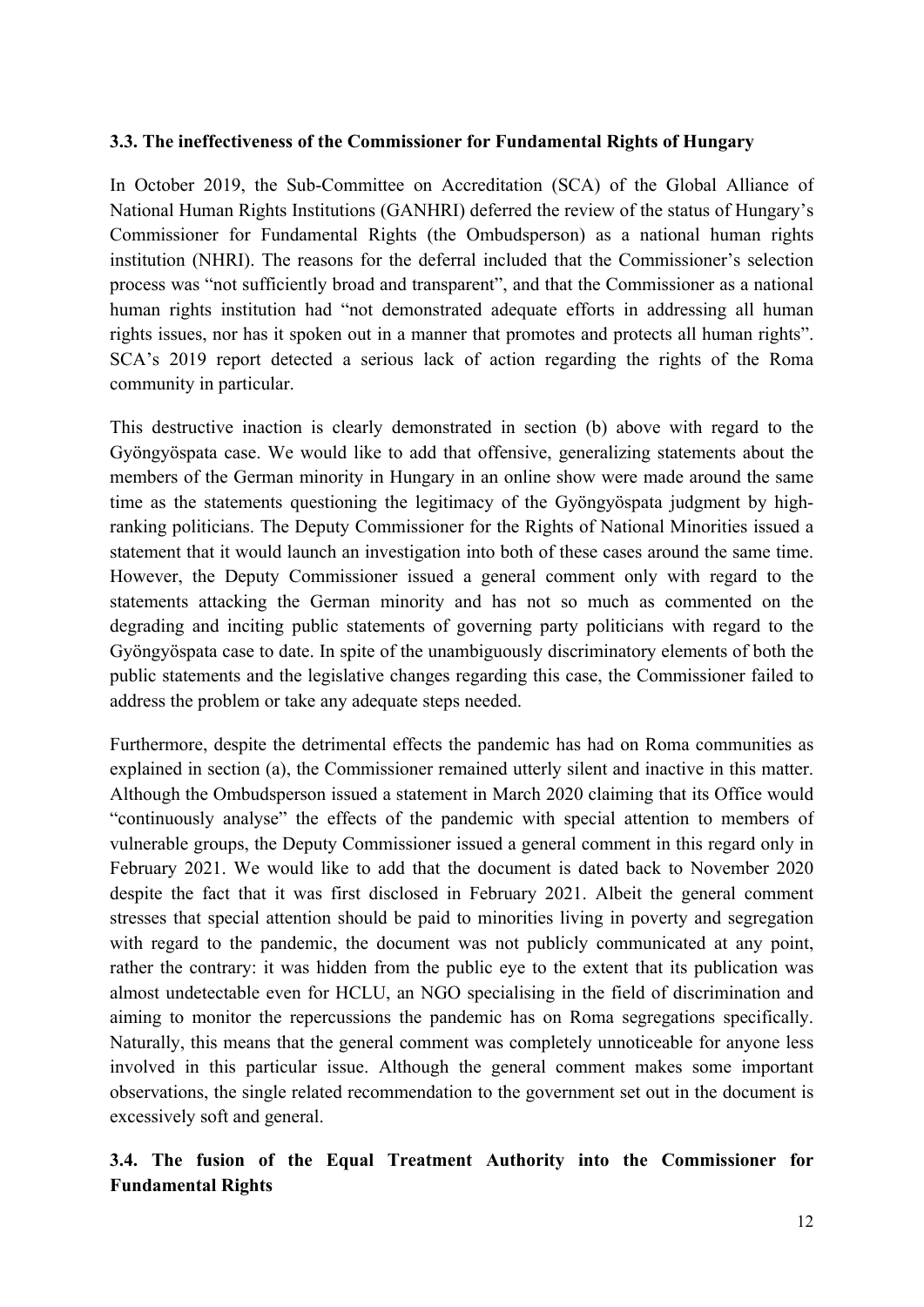### 3.3. The ineffectiveness of the Commissioner for Fundamental Rights of Hungary

In October 2019, the Sub-Committee on Accreditation (SCA) of the Global Alliance of National Human Rights Institutions (GANHRI) deferred the review of the status of Hungary's Commissioner for Fundamental Rights (the Ombudsperson) as a national human rights institution (NHRI). The reasons for the deferral included that the Commissioner's selection process was "not sufficiently broad and transparent", and that the Commissioner as a national human rights institution had "not demonstrated adequate efforts in addressing all human rights issues, nor has it spoken out in a manner that promotes and protects all human rights". SCA's 2019 report detected a serious lack of action regarding the rights of the Roma community in particular.

This destructive inaction is clearly demonstrated in section (b) above with regard to the Gyöngyöspata case. We would like to add that offensive, generalizing statements about the members of the German minority in Hungary in an online show were made around the same time as the statements questioning the legitimacy of the Gyöngyöspata judgment by high-ranking politicians. The Deputy Commissioner for the Rights of National Minorities issued a statement that it would launch an investigation into both of these cases around the same time. However, the Deputy Commissioner issued a general comment only with regard to the statements attacking the German minority and has not so much as commented on the degrading and inciting public statements of governing party politicians with regard to the Gyöngyöspata case to date. In spite of the unambiguously discriminatory elements of both the public statements and the legislative changes regarding this case, the Commissioner failed to address the problem or take any adequate steps needed.

Furthermore, despite the detrimental effects the pandemic has had on Roma communities as explained in section (a), the Commissioner remained utterly silent and inactive in this matter. Although the Ombudsperson issued a statement in March 2020 claiming that its Office would "continuously analyse" the effects of the pandemic with special attention to members of vulnerable groups, the Deputy Commissioner issued a general comment in this regard only in February 2021. We would like to add that the document is dated back to November 2020 despite the fact that it was first disclosed in February 2021. Albeit the general comment stresses that special attention should be paid to minorities living in poverty and segregation with regard to the pandemic, the document was not publicly communicated at any point, rather the contrary: it was hidden from the public eye to the extent that its publication was almost undetectable even for HCLU, an NGO specialising in the field of discrimination and aiming to monitor the repercussions the pandemic has on Roma segregations specifically. Naturally, this means that the general comment was completely unnoticeable for anyone less involved in this particular issue. Although the general comment makes some important observations, the single related recommendation to the government set out in the document is excessively soft and general.

### 3.4. The fusion of the Equal Treatment Authority into the Commissioner for Fundamental Rights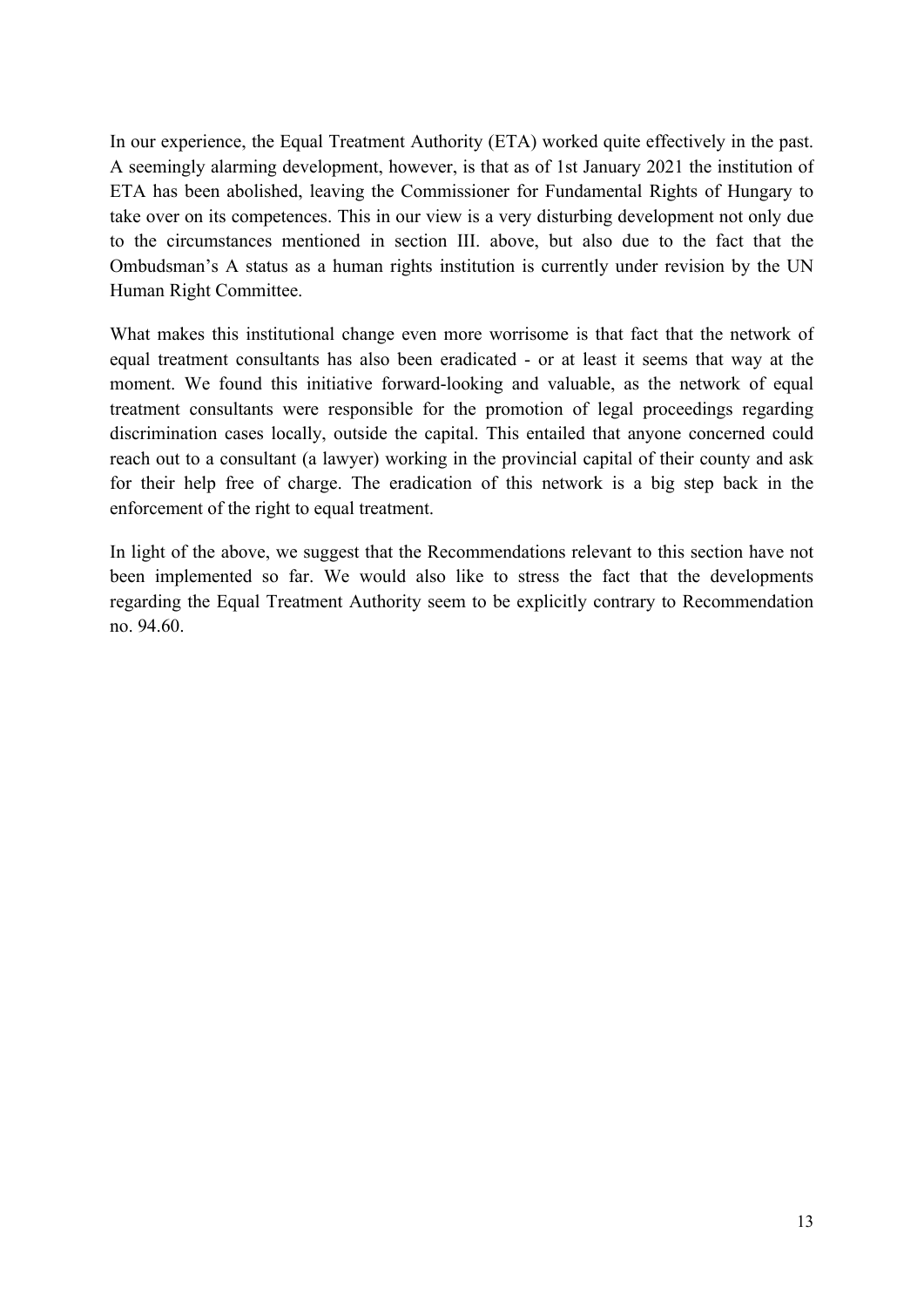In our experience, the Equal Treatment Authority (ETA) worked quite effectively in the past. A seemingly alarming development, however, is that as of 1st January 2021 the institution of ETA has been abolished, leaving the Commissioner for Fundamental Rights of Hungary to take over on its competences. This in our view is a very disturbing development not only due to the circumstances mentioned in section III. above, but also due to the fact that the Ombudsman's A status as a human rights institution is currently under revision by the UN Human Right Committee.

What makes this institutional change even more worrisome is that fact that the network of equal treatment consultants has also been eradicated - or at least it seems that way at the moment. We found this initiative forward-looking and valuable, as the network of equal treatment consultants were responsible for the promotion of legal proceedings regarding discrimination cases locally, outside the capital. This entailed that anyone concerned could reach out to a consultant (a lawyer) working in the provincial capital of their county and ask for their help free of charge. The eradication of this network is a big step back in the enforcement of the right to equal treatment.

In light of the above, we suggest that the Recommendations relevant to this section have not been implemented so far. We would also like to stress the fact that the developments regarding the Equal Treatment Authority seem to be explicitly contrary to Recommendation no. 94.60.